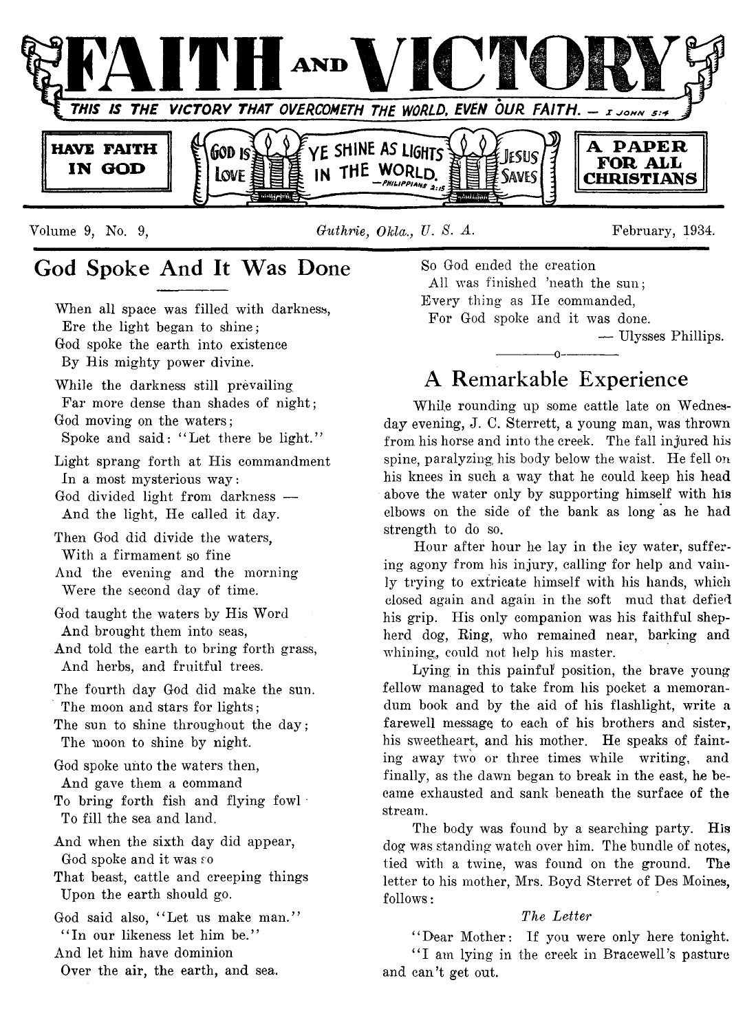# FAITH AND VICTORY

*THIS IS THE VICTORY THAT OVERCOMETH THE WORLD, EVEN OUR FAITH. — I JOHN 5:4*

**HAVE FAITH IN GOD**

GOD IS LOVE — YE SHINE AS LIGHTS IN THE WORLD. —PHILIPPIANS 2:15 — JESUS SAVES

**A PAPER FOR ALL CHRISTIANS**

Volume 9, No. 9, *Guthrie, Okla., U. S. A.* February, 1934.

## God Spoke And It Was Done

When all space was filled with darkness,
Ere the light began to shine;
God spoke the earth into existence
By His mighty power divine.

While the darkness still prevailing
Far more dense than shades of night;
God moving on the waters;
Spoke and said: "Let there be light."

Light sprang forth at His commandment
In a most mysterious way:
God divided light from darkness —
And the light, He called it day.

Then God did divide the waters,
With a firmament so fine
And the evening and the morning
Were the second day of time.

God taught the waters by His Word
And brought them into seas,
And told the earth to bring forth grass,
And herbs, and fruitful trees.

The fourth day God did make the sun.
The moon and stars for lights;
The sun to shine throughout the day;
The moon to shine by night.

God spoke unto the waters then,
And gave them a command
To bring forth fish and flying fowl
To fill the sea and land.

And when the sixth day did appear,
God spoke and it was so
That beast, cattle and creeping things
Upon the earth should go.

God said also, "Let us make man."
"In our likeness let him be."
And let him have dominion
Over the air, the earth, and sea.

So God ended the creation
All was finished 'neath the sun;
Every thing as He commanded,
For God spoke and it was done.

— Ulysses Phillips.

## A Remarkable Experience

While rounding up some cattle late on Wednesday evening, J. C. Sterrett, a young man, was thrown from his horse and into the creek. The fall injured his spine, paralyzing his body below the waist. He fell on his knees in such a way that he could keep his head above the water only by supporting himself with his elbows on the side of the bank as long as he had strength to do so.

Hour after hour he lay in the icy water, suffering agony from his injury, calling for help and vainly trying to extricate himself with his hands, which closed again and again in the soft mud that defied his grip. His only companion was his faithful shepherd dog, Ring, who remained near, barking and whining, could not help his master.

Lying in this painful position, the brave young fellow managed to take from his pocket a memorandum book and by the aid of his flashlight, write a farewell message to each of his brothers and sister, his sweetheart, and his mother. He speaks of fainting away two or three times while writing, and finally, as the dawn began to break in the east, he became exhausted and sank beneath the surface of the stream.

The body was found by a searching party. His dog was standing watch over him. The bundle of notes, tied with a twine, was found on the ground. The letter to his mother, Mrs. Boyd Sterret of Des Moines, follows:

### *The Letter*

"Dear Mother: If you were only here tonight.

"I am lying in the creek in Bracewell's pasture and can't get out.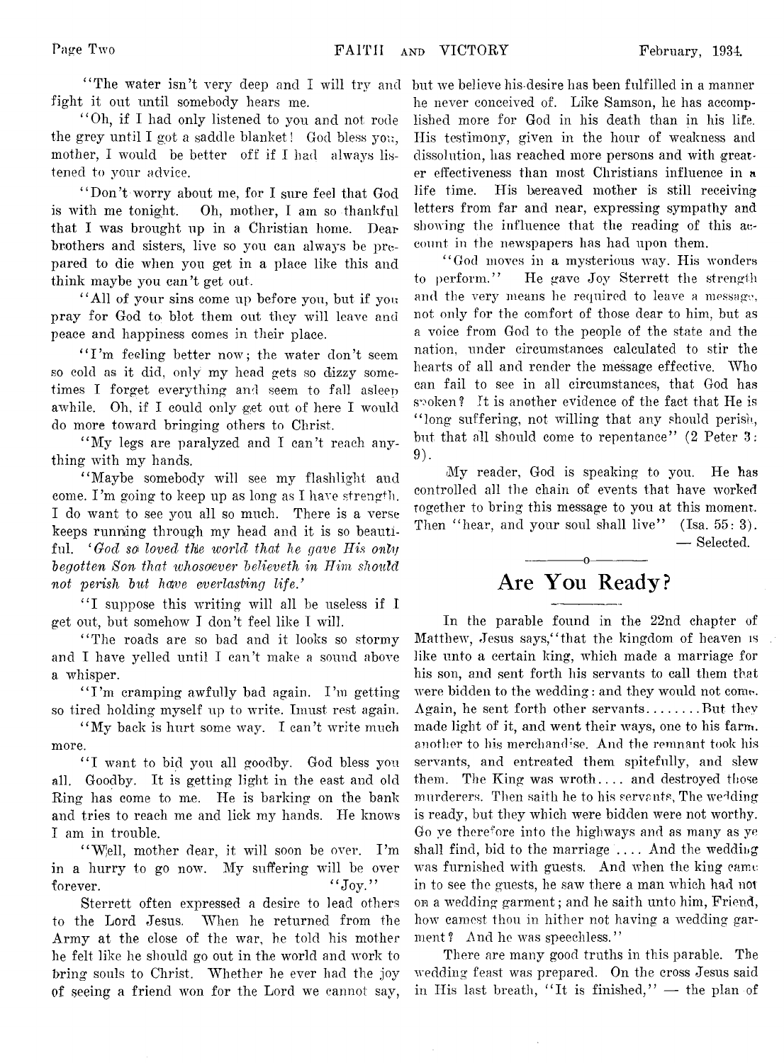"The water isn't very deep and I will try and fight it out until somebody hears me.

"Oh, if I had only listened to you and not rode the grey until I got a saddle blanket! God bless you, mother, I would be better off if I had always listened to your advice.

"Don't worry about me, for I sure feel that God is with me tonight. Oh, mother, I am so thankful that I was brought up in a Christian home. Dear brothers and sisters, live so you can always be prepared to die when you get in a place like this and think maybe you can't get out.

"All of your sins come up before you, but if you pray for God to blot them out they will leave and peace and happiness comes in their place.

"I'm feeling better now; the water don't seem so cold as it did, only my head gets so dizzy sometimes I forget everything and seem to fall asleep awhile. Oh, if I could only get out of here I would do more toward bringing others to Christ.

"My legs are paralyzed and I can't reach anything with my hands.

"Maybe somebody will see my flashlight and come. I'm going to keep up as long as I have strength. I do want to see you all so much. There is a verse keeps running through my head and it is so beautiful. *'God so loved the world that he gave His only begotten Son that whosoever believeth in Him should not perish but have everlasting life.'*

"I suppose this writing will all be useless if I get out, but somehow I don't feel like I will.

"The roads are so bad and it looks so stormy and I have yelled until I can't make a sound above a whisper.

"I'm cramping awfully bad again. I'm getting so tired holding myself up to write. Imust rest again.

"My back is hurt some way. I can't write much more.

"I want to bid you all goodby. God bless you all. Goodby. It is getting light in the east and old Ring has come to me. He is barking on the bank and tries to reach me and lick my hands. He knows I am in trouble.

"Well, mother dear, it will soon be over. I'm in a hurry to go now. My suffering will be over forever. "Joy."

Sterrett often expressed a desire to lead others to the Lord Jesus. When he returned from the Army at the close of the war, he told his mother he felt like he should go out in the world and work to bring souls to Christ. Whether he ever had the joy of seeing a friend won for the Lord we cannot say, but we believe his desire has been fulfilled in a manner he never conceived of. Like Samson, he has accomplished more for God in his death than in his life. His testimony, given in the hour of weakness and dissolution, has reached more persons and with greater effectiveness than most Christians influence in a life time. His bereaved mother is still receiving letters from far and near, expressing sympathy and showing the influence that the reading of this account in the newspapers has had upon them.

"God moves in a mysterious way. His wonders to perform." He gave Joy Sterrett the strength and the very means he required to leave a message, not only for the comfort of those dear to him, but as a voice from God to the people of the state and the nation, under circumstances calculated to stir the hearts of all and render the message effective. Who can fail to see in all circumstances, that God has spoken? It is another evidence of the fact that He is "long suffering, not willing that any should perish, but that all should come to repentance" (2 Peter 3: 9).

My reader, God is speaking to you. He has controlled all the chain of events that have worked together to bring this message to you at this moment. Then "hear, and your soul shall live" (Isa. 55: 3).

— Selected.

## Are You Ready?

In the parable found in the 22nd chapter of Matthew, Jesus says,"that the kingdom of heaven is like unto a certain king, which made a marriage for his son, and sent forth his servants to call them that were bidden to the wedding: and they would not come. Again, he sent forth other servants........But they made light of it, and went their ways, one to his farm, another to his merchandise. And the remnant took his servants, and entreated them spitefully, and slew them. The King was wroth.... and destroyed those murderers. Then saith he to his servants, The wedding is ready, but they which were bidden were not worthy. Go ye therefore into the highways and as many as ye shall find, bid to the marriage .... And the wedding was furnished with guests. And when the king came in to see the guests, he saw there a man which had not on a wedding garment; and he saith unto him, Friend, how camest thou in hither not having a wedding garment? And he was speechless."

There are many good truths in this parable. The wedding feast was prepared. On the cross Jesus said in His last breath, "It is finished," — the plan of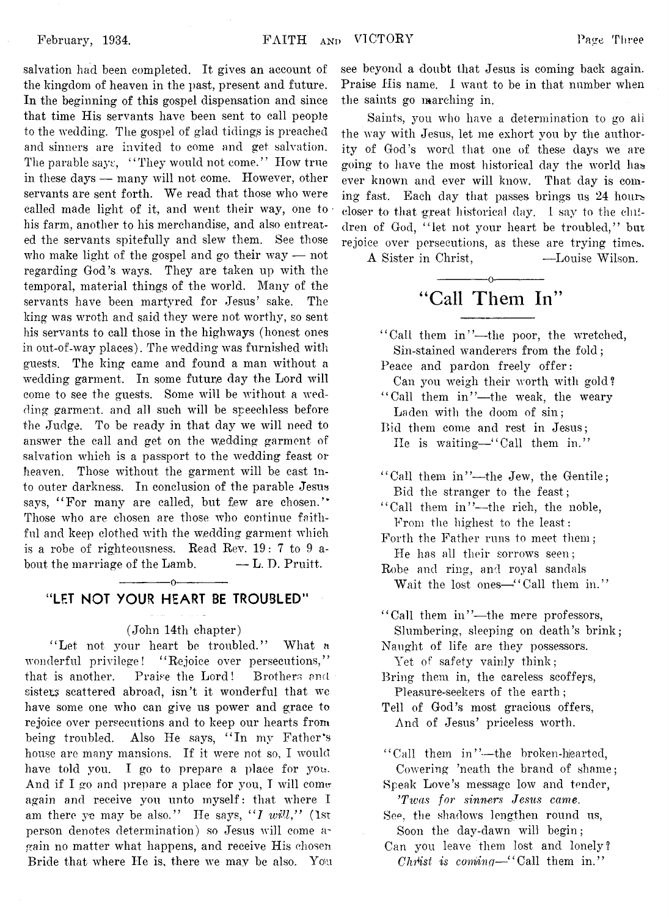salvation had been completed. It gives an account of the kingdom of heaven in the past, present and future. In the beginning of this gospel dispensation and since that time His servants have been sent to call people to the wedding. The gospel of glad tidings is preached and sinners are invited to come and get salvation. The parable says, "They would not come." How true in these days — many will not come. However, other servants are sent forth. We read that those who were called made light of it, and went their way, one to his farm, another to his merchandise, and also entreated the servants spitefully and slew them. See those who make light of the gospel and go their way — not regarding God's ways. They are taken up with the temporal, material things of the world. Many of the servants have been martyred for Jesus' sake. The king was wroth and said they were not worthy, so sent his servants to call those in the highways (honest ones in out-of-way places). The wedding was furnished with guests. The king came and found a man without a wedding garment. In some future day the Lord will come to see the guests. Some will be without a wedding garment. and all such will be speechless before the Judge. To be ready in that day we will need to answer the call and get on the wedding garment of salvation which is a passport to the wedding feast or heaven. Those without the garment will be cast into outer darkness. In conclusion of the parable Jesus says, "For many are called, but few are chosen." Those who are chosen are those who continue faithful and keep clothed with the wedding garment which is a robe of righteousness. Read Rev. 19: 7 to 9 about the marriage of the Lamb. — L. D. Pruitt.

## "LET NOT YOUR HEART BE TROUBLED"

(John 14th chapter)

"Let not your heart be troubled." What a wonderful privilege! "Rejoice over persecutions," that is another. Praise the Lord! Brothers and sisters scattered abroad, isn't it wonderful that we have some one who can give us power and grace to rejoice over persecutions and to keep our hearts from being troubled. Also He says, "In my Father's house are many mansions. If it were not so, I would have told you. I go to prepare a place for you. And if I go and prepare a place for you, I will come again and receive you unto myself: that where I am there ye may be also." He says, "*I will*," (1st person denotes determination) so Jesus will come again no matter what happens, and receive His chosen Bride that where He is, there we may be also. You see beyond a doubt that Jesus is coming back again. Praise His name. I want to be in that number when the saints go marching in.

Saints, you who have a determination to go all the way with Jesus, let me exhort you by the authority of God's word that one of these days we are going to have the most historical day the world has ever known and ever will know. That day is coming fast. Each day that passes brings us 24 hours closer to that great historical day. I say to the children of God, "let not your heart be troubled," but rejoice over persecutions, as these are trying times.

A Sister in Christ, —Louise Wilson.

## "Call Them In"

"Call them in"—the poor, the wretched,
Sin-stained wanderers from the fold;
Peace and pardon freely offer:
Can you weigh their worth with gold?
"Call them in"—the weak, the weary
Laden with the doom of sin;
Bid them come and rest in Jesus;
He is waiting—"Call them in."

"Call them in"—the Jew, the Gentile;
Bid the stranger to the feast;
"Call them in"—the rich, the noble,
From the highest to the least:
Forth the Father runs to meet them;
He has all their sorrows seen;
Robe and ring, and royal sandals
Wait the lost ones—"Call them in."

"Call them in"—the mere professors,
Slumbering, sleeping on death's brink;
Naught of life are they possessors.
Yet of safety vainly think;
Bring them in, the careless scoffers,
Pleasure-seekers of the earth;
Tell of God's most gracious offers,
And of Jesus' priceless worth.

"Call them in"—the broken-hearted,
Cowering 'neath the brand of shame;
Speak Love's message low and tender,
*'Twas for sinners Jesus came.*
See, the shadows lengthen round us,
Soon the day-dawn will begin;
Can you leave them lost and lonely?
*Christ is coming*—"Call them in."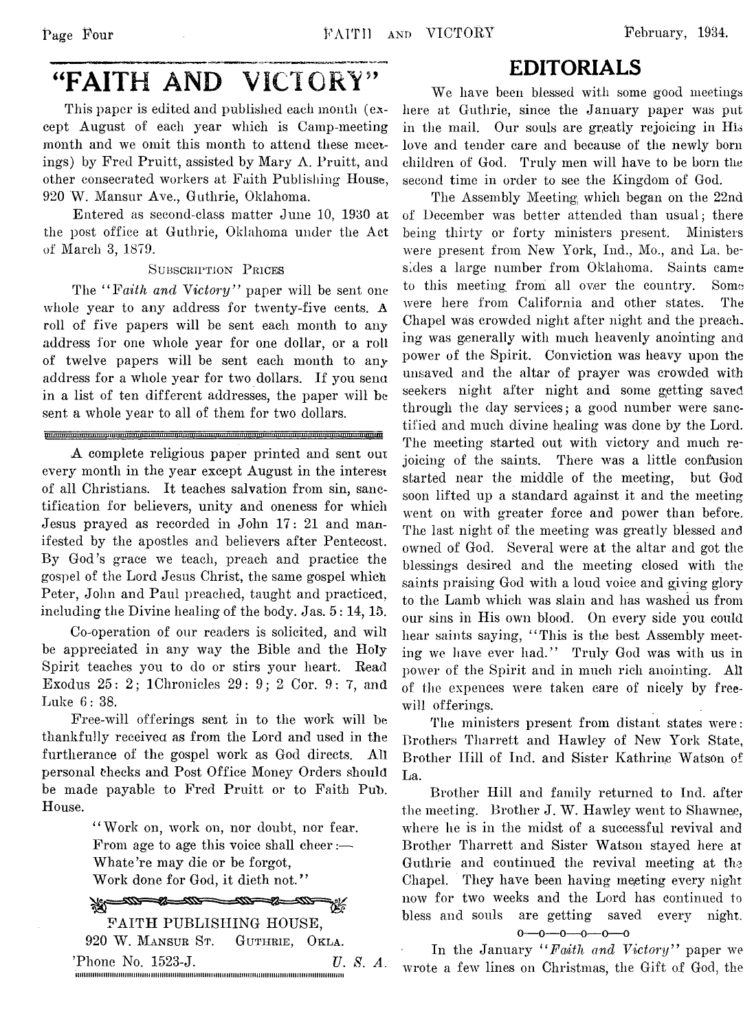# "FAITH AND VICTORY"

This paper is edited and published each month (except August of each year which is Camp-meeting month and we omit this month to attend these meetings) by Fred Pruitt, assisted by Mary A. Pruitt, and other consecrated workers at Faith Publishing House, 920 W. Mansur Ave., Guthrie, Oklahoma.

Entered as second-class matter June 10, 1930 at the post office at Guthrie, Oklahoma under the Act of March 3, 1879.

SUBSCRIPTION PRICES

The "*Faith and Victory*" paper will be sent one whole year to any address for twenty-five cents. A roll of five papers will be sent each month to any address for one whole year for one dollar, or a roll of twelve papers will be sent each month to any address for a whole year for two dollars. If you send in a list of ten different addresses, the paper will be sent a whole year to all of them for two dollars.

---

A complete religious paper printed and sent out every month in the year except August in the interest of all Christians. It teaches salvation from sin, sanctification for believers, unity and oneness for which Jesus prayed as recorded in John 17: 21 and manifested by the apostles and believers after Pentecost. By God's grace we teach, preach and practice the gospel of the Lord Jesus Christ, the same gospel which Peter, John and Paul preached, taught and practiced, including the Divine healing of the body. Jas. 5: 14, 15.

Co-operation of our readers is solicited, and will be appreciated in any way the Bible and the Holy Spirit teaches you to do or stirs your heart. Read Exodus 25: 2; 1Chronicles 29: 9; 2 Cor. 9: 7, and Luke 6: 38.

Free-will offerings sent in to the work will be thankfully received as from the Lord and used in the furtherance of the gospel work as God directs. All personal checks and Post Office Money Orders should be made payable to Fred Pruitt or to Faith Pub. House.

> "Work on, work on, nor doubt, nor fear.
> From age to age this voice shall cheer:—
> Whate're may die or be forgot,
> Work done for God, it dieth not."

FAITH PUBLISHING HOUSE,
920 W. MANSUR ST. GUTHRIE, OKLA.
'Phone No. 1523-J. *U. S. A.*

# EDITORIALS

We have been blessed with some good meetings here at Guthrie, since the January paper was put in the mail. Our souls are greatly rejoicing in His love and tender care and because of the newly born children of God. Truly men will have to be born the second time in order to see the Kingdom of God.

The Assembly Meeting which began on the 22nd of December was better attended than usual; there being thirty or forty ministers present. Ministers were present from New York, Ind., Mo., and La. besides a large number from Oklahoma. Saints came to this meeting from all over the country. Some were here from California and other states. The Chapel was crowded night after night and the preaching was generally with much heavenly anointing and power of the Spirit. Conviction was heavy upon the unsaved and the altar of prayer was crowded with seekers night after night and some getting saved through the day services; a good number were sanctified and much divine healing was done by the Lord. The meeting started out with victory and much rejoicing of the saints. There was a little confusion started near the middle of the meeting, but God soon lifted up a standard against it and the meeting went on with greater force and power than before. The last night of the meeting was greatly blessed and owned of God. Several were at the altar and got the blessings desired and the meeting closed with the saints praising God with a loud voice and giving glory to the Lamb which was slain and has washed us from our sins in His own blood. On every side you could hear saints saying, "This is the best Assembly meeting we have ever had." Truly God was with us in power of the Spirit and in much rich anointing. All of the expences were taken care of nicely by free-will offerings.

The ministers present from distant states were: Brothers Tharrett and Hawley of New York State, Brother Hill of Ind. and Sister Kathrine Watson of La.

Brother Hill and family returned to Ind. after the meeting. Brother J. W. Hawley went to Shawnee, where he is in the midst of a successful revival and Brother Tharrett and Sister Watson stayed here at Guthrie and continued the revival meeting at the Chapel. They have been having meeting every night now for two weeks and the Lord has continued to bless and souls are getting saved every night.

o—o—o—o—o—o

In the January "*Faith and Victory*" paper we wrote a few lines on Christmas, the Gift of God, the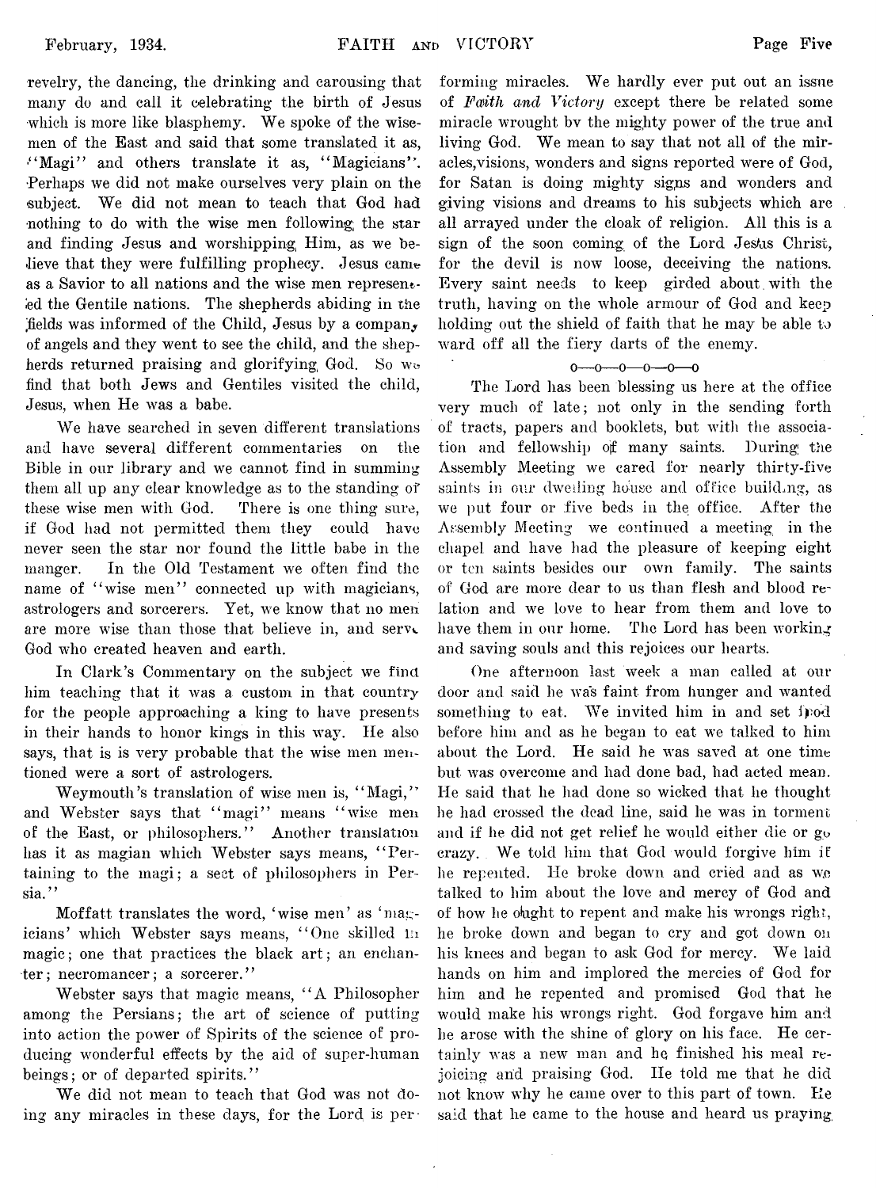revelry, the dancing, the drinking and carousing that many do and call it celebrating the birth of Jesus which is more like blasphemy. We spoke of the wisemen of the East and said that some translated it as, "Magi" and others translate it as, "Magicians". Perhaps we did not make ourselves very plain on the subject. We did not mean to teach that God had nothing to do with the wise men following the star and finding Jesus and worshipping Him, as we believe that they were fulfilling prophecy. Jesus came as a Savior to all nations and the wise men represented the Gentile nations. The shepherds abiding in the fields was informed of the Child, Jesus by a company of angels and they went to see the child, and the shepherds returned praising and glorifying God. So we find that both Jews and Gentiles visited the child, Jesus, when He was a babe.

We have searched in seven different translations and have several different commentaries on the Bible in our library and we cannot find in summing them all up any clear knowledge as to the standing of these wise men with God. There is one thing sure, if God had not permitted them they could have never seen the star nor found the little babe in the manger. In the Old Testament we often find the name of "wise men" connected up with magicians, astrologers and sorcerers. Yet, we know that no men are more wise than those that believe in, and serve God who created heaven and earth.

In Clark's Commentary on the subject we find him teaching that it was a custom in that country for the people approaching a king to have presents in their hands to honor kings in this way. He also says, that is is very probable that the wise men mentioned were a sort of astrologers.

Weymouth's translation of wise men is, "Magi," and Webster says that "magi" means "wise men of the East, or philosophers." Another translation has it as magian which Webster says means, "Pertaining to the magi; a sect of philosophers in Persia."

Moffatt translates the word, 'wise men' as 'magicians' which Webster says means, "One skilled in magic; one that practices the black art; an enchanter; necromancer; a sorcerer."

Webster says that magic means, "A Philosopher among the Persians; the art of science of putting into action the power of Spirits of the science of producing wonderful effects by the aid of super-human beings; or of departed spirits."

We did not mean to teach that God was not doing any miracles in these days, for the Lord is performing miracles. We hardly ever put out an issue of *Faith and Victory* except there be related some miracle wrought by the mighty power of the true and living God. We mean to say that not all of the miracles, visions, wonders and signs reported were of God, for Satan is doing mighty signs and wonders and giving visions and dreams to his subjects which are all arrayed under the cloak of religion. All this is a sign of the soon coming of the Lord Jesus Christ, for the devil is now loose, deceiving the nations. Every saint needs to keep girded about with the truth, having on the whole armour of God and keep holding out the shield of faith that he may be able to ward off all the fiery darts of the enemy.

o—o—o—o—o—o

The Lord has been blessing us here at the office very much of late; not only in the sending forth of tracts, papers and booklets, but with the association and fellowship of many saints. During the Assembly Meeting we cared for nearly thirty-five saints in our dwelling house and office building, as we put four or five beds in the office. After the Assembly Meeting we continued a meeting in the chapel and have had the pleasure of keeping eight or ten saints besides our own family. The saints of God are more dear to us than flesh and blood relation and we love to hear from them and love to have them in our home. The Lord has been working and saving souls and this rejoices our hearts.

One afternoon last week a man called at our door and said he was faint from hunger and wanted something to eat. We invited him in and set food before him and as he began to eat we talked to him about the Lord. He said he was saved at one time but was overcome and had done bad, had acted mean. He said that he had done so wicked that he thought he had crossed the dead line, said he was in torment and if he did not get relief he would either die or go crazy. We told him that God would forgive him if he repented. He broke down and cried and as we talked to him about the love and mercy of God and of how he ought to repent and make his wrongs right, he broke down and began to cry and got down on his knees and began to ask God for mercy. We laid hands on him and implored the mercies of God for him and he repented and promised God that he would make his wrongs right. God forgave him and he arose with the shine of glory on his face. He certainly was a new man and he finished his meal rejoicing and praising God. He told me that he did not know why he came over to this part of town. He said that he came to the house and heard us praying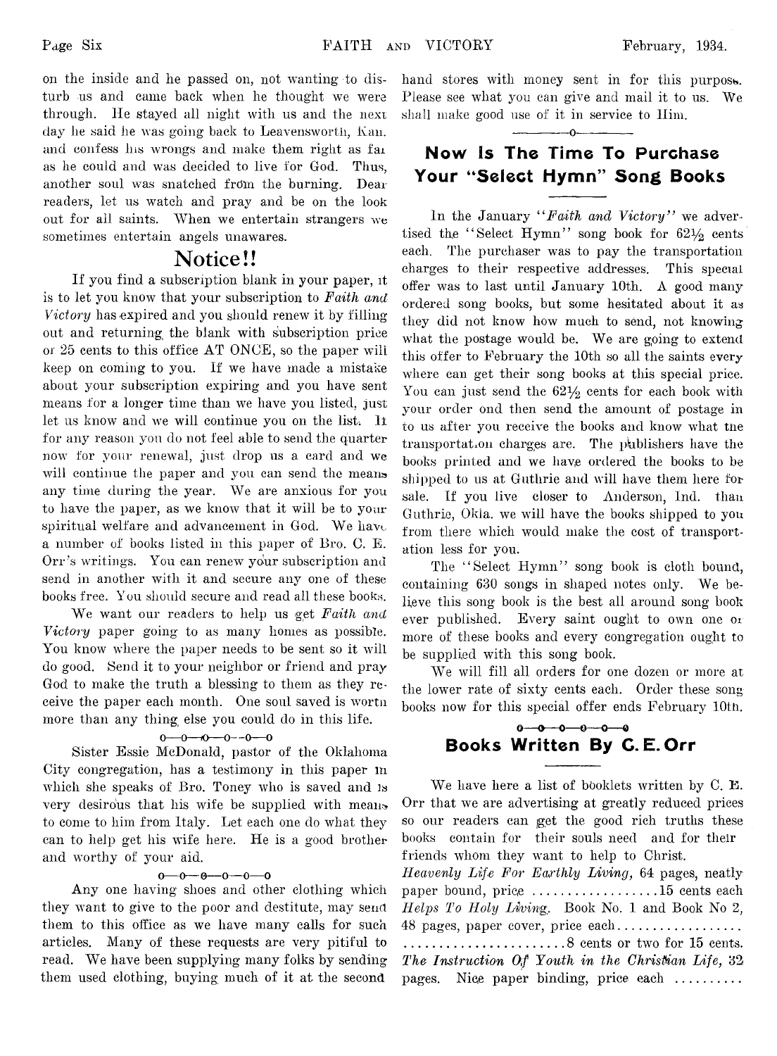on the inside and he passed on, not wanting to disturb us and came back when he thought we were through. He stayed all night with us and the next day he said he was going back to Leavensworth, Kan. and confess his wrongs and make them right as far as he could and was decided to live for God. Thus, another soul was snatched from the burning. Dear readers, let us watch and pray and be on the look out for all saints. When we entertain strangers we sometimes entertain angels unawares.

## Notice!!

If you find a subscription blank in your paper, it is to let you know that your subscription to *Faith and Victory* has expired and you should renew it by filling out and returning the blank with subscription price or 25 cents to this office AT ONCE, so the paper will keep on coming to you. If we have made a mistake about your subscription expiring and you have sent means for a longer time than we have you listed, just let us know and we will continue you on the list. If for any reason you do not feel able to send the quarter now for your renewal, just drop us a card and we will continue the paper and you can send the means any time during the year. We are anxious for you to have the paper, as we know that it will be to your spiritual welfare and advancement in God. We have a number of books listed in this paper of Bro. C. E. Orr's writings. You can renew your subscription and send in another with it and secure any one of these books free. You should secure and read all these books.

We want our readers to help us get *Faith and Victory* paper going to as many homes as possible. You know where the paper needs to be sent so it will do good. Send it to your neighbor or friend and pray God to make the truth a blessing to them as they receive the paper each month. One soul saved is worth more than any thing else you could do in this life.

o—o—o—o—o—o

Sister Essie McDonald, pastor of the Oklahoma City congregation, has a testimony in this paper in which she speaks of Bro. Toney who is saved and is very desirous that his wife be supplied with means to come to him from Italy. Let each one do what they can to help get his wife here. He is a good brother and worthy of your aid.

o—o—o—o—o—o

Any one having shoes and other clothing which they want to give to the poor and destitute, may send them to this office as we have many calls for such articles. Many of these requests are very pitiful to read. We have been supplying many folks by sending them used clothing, buying much of it at the second hand stores with money sent in for this purpose. Please see what you can give and mail it to us. We shall make good use of it in service to Him.

—o—

## Now Is The Time To Purchase Your "Select Hymn" Song Books

In the January "*Faith and Victory*" we advertised the "Select Hymn" song book for 62½ cents each. The purchaser was to pay the transportation charges to their respective addresses. This special offer was to last until January 10th. A good many ordered song books, but some hesitated about it as they did not know how much to send, not knowing what the postage would be. We are going to extend this offer to February the 10th so all the saints every where can get their song books at this special price. You can just send the 62½ cents for each book with your order ond then send the amount of postage in to us after you receive the books and know what the transportation charges are. The publishers have the books printed and we have ordered the books to be shipped to us at Guthrie and will have them here for sale. If you live closer to Anderson, Ind. than Guthrie, Okla. we will have the books shipped to you from there which would make the cost of transportation less for you.

The "Select Hymn" song book is cloth bound, containing 630 songs in shaped notes only. We believe this song book is the best all around song book ever published. Every saint ought to own one or more of these books and every congregation ought to be supplied with this song book.

We will fill all orders for one dozen or more at the lower rate of sixty cents each. Order these song books now for this special offer ends February 10th.

o—o—o—o—o—o

## Books Written By C. E. Orr

We have here a list of booklets written by C. E. Orr that we are advertising at greatly reduced prices so our readers can get the good rich truths these books contain for their souls need and for their friends whom they want to help to Christ.

*Heavenly Life For Earthly Living,* 64 pages, neatly paper bound, price ..................15 cents each

*Helps To Holy Living.* Book No. 1 and Book No 2, 48 pages, paper cover, price each.................. ........................8 cents or two for 15 cents.

*The Instruction Of Youth in the Christian Life,* 32 pages. Nice paper binding, price each ..........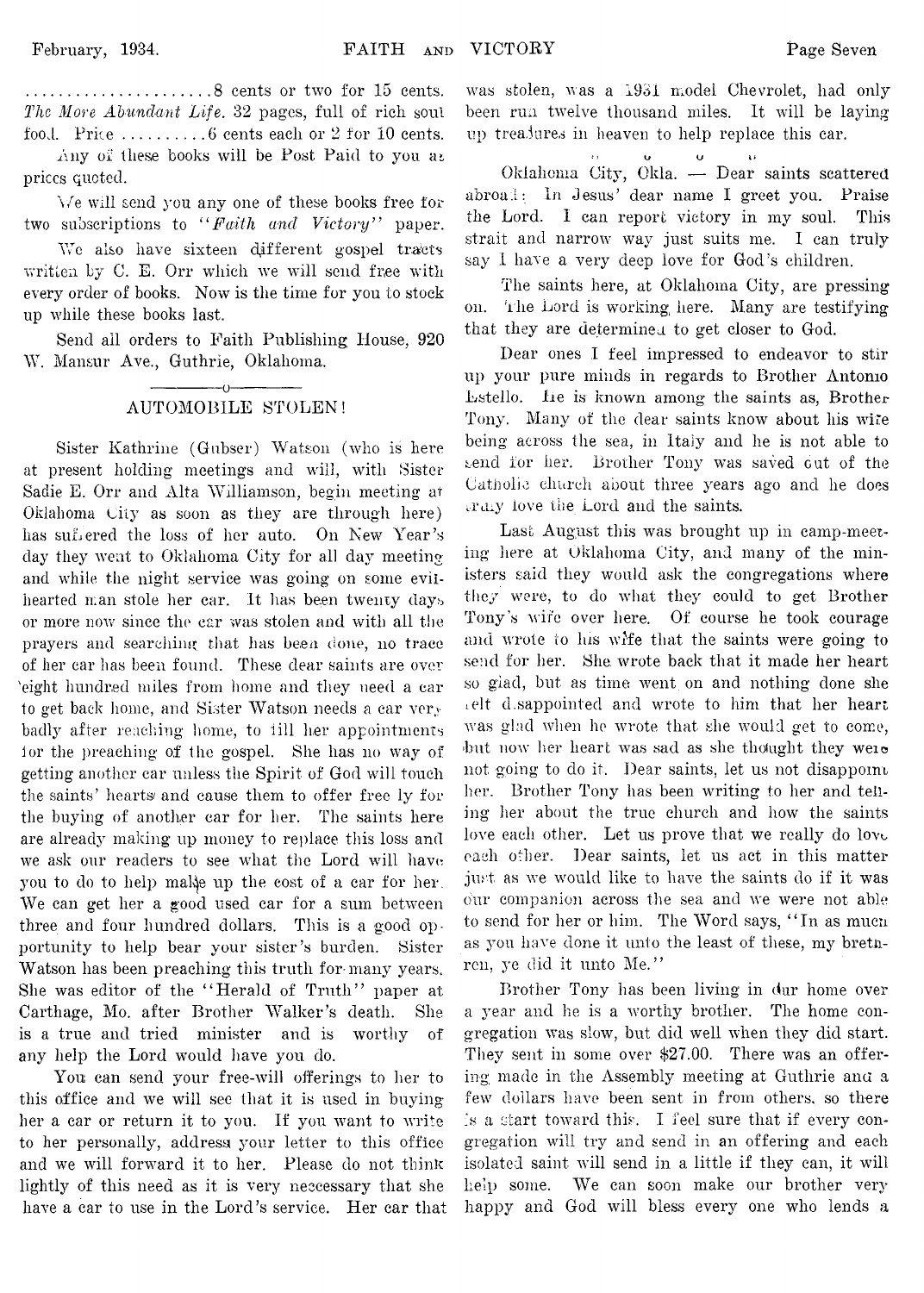.......................8 cents or two for 15 cents. *The More Abundant Life.* 32 pages, full of rich soul food. Price ..........6 cents each or 2 for 10 cents.

Any of these books will be Post Paid to you at prices quoted.

We will send you any one of these books free for two subscriptions to "*Faith and Victory*" paper.

We also have sixteen different gospel tracts written by C. E. Orr which we will send free with every order of books. Now is the time for you to stock up while these books last.

Send all orders to Faith Publishing House, 920 W. Mansur Ave., Guthrie, Oklahoma.

## AUTOMOBILE STOLEN!

Sister Kathrine (Gubser) Watson (who is here at present holding meetings and will, with Sister Sadie E. Orr and Alta Williamson, begin meeting at Oklahoma City as soon as they are through here) has suffered the loss of her auto. On New Year's day they went to Oklahoma City for all day meeting and while the night service was going on some evil-hearted man stole her car. It has been twenty days or more now since the car was stolen and with all the prayers and searching that has been done, no trace of her car has been found. These dear saints are over eight hundred miles from home and they need a car to get back home, and Sister Watson needs a car very badly after reaching home, to fill her appointments for the preaching of the gospel. She has no way of getting another car unless the Spirit of God will touch the saints' hearts and cause them to offer free ly for the buying of another car for her. The saints here are already making up money to replace this loss and we ask our readers to see what the Lord will have you to do to help make up the cost of a car for her. We can get her a good used car for a sum between three and four hundred dollars. This is a good opportunity to help bear your sister's burden. Sister Watson has been preaching this truth for many years. She was editor of the "Herald of Truth" paper at Carthage, Mo. after Brother Walker's death. She is a true and tried minister and is worthy of any help the Lord would have you do.

You can send your free-will offerings to her to this office and we will see that it is used in buying her a car or return it to you. If you want to write to her personally, address your letter to this office and we will forward it to her. Please do not think lightly of this need as it is very necessary that she have a car to use in the Lord's service. Her car that was stolen, was a 1931 model Chevrolet, had only been run twelve thousand miles. It will be laying up treasures in heaven to help replace this car.

Oklahoma City, Okla. — Dear saints scattered abroad: In Jesus' dear name I greet you. Praise the Lord. I can report victory in my soul. This strait and narrow way just suits me. I can truly say I have a very deep love for God's children.

The saints here, at Oklahoma City, are pressing on. The Lord is working here. Many are testifying that they are determined to get closer to God.

Dear ones I feel impressed to endeavor to stir up your pure minds in regards to Brother Antonio Estello. He is known among the saints as, Brother Tony. Many of the dear saints know about his wife being across the sea, in Italy and he is not able to send for her. Brother Tony was saved out of the Catholic church about three years ago and he does truly love the Lord and the saints.

Last August this was brought up in camp-meeting here at Oklahoma City, and many of the ministers said they would ask the congregations where they were, to do what they could to get Brother Tony's wife over here. Of course he took courage and wrote to his wife that the saints were going to send for her. She wrote back that it made her heart so glad, but as time went on and nothing done she felt disappointed and wrote to him that her heart was glad when he wrote that she would get to come, but now her heart was sad as she thought they were not going to do it. Dear saints, let us not disappoint her. Brother Tony has been writing to her and telling her about the true church and how the saints love each other. Let us prove that we really do love each other. Dear saints, let us act in this matter just as we would like to have the saints do if it was our companion across the sea and we were not able to send for her or him. The Word says, "In as much as you have done it unto the least of these, my brethren, ye did it unto Me."

Brother Tony has been living in our home over a year and he is a worthy brother. The home congregation was slow, but did well when they did start. They sent in some over $27.00. There was an offering made in the Assembly meeting at Guthrie and a few dollars have been sent in from others, so there is a start toward this. I feel sure that if every congregation will try and send in an offering and each isolated saint will send in a little if they can, it will help some. We can soon make our brother very happy and God will bless every one who lends a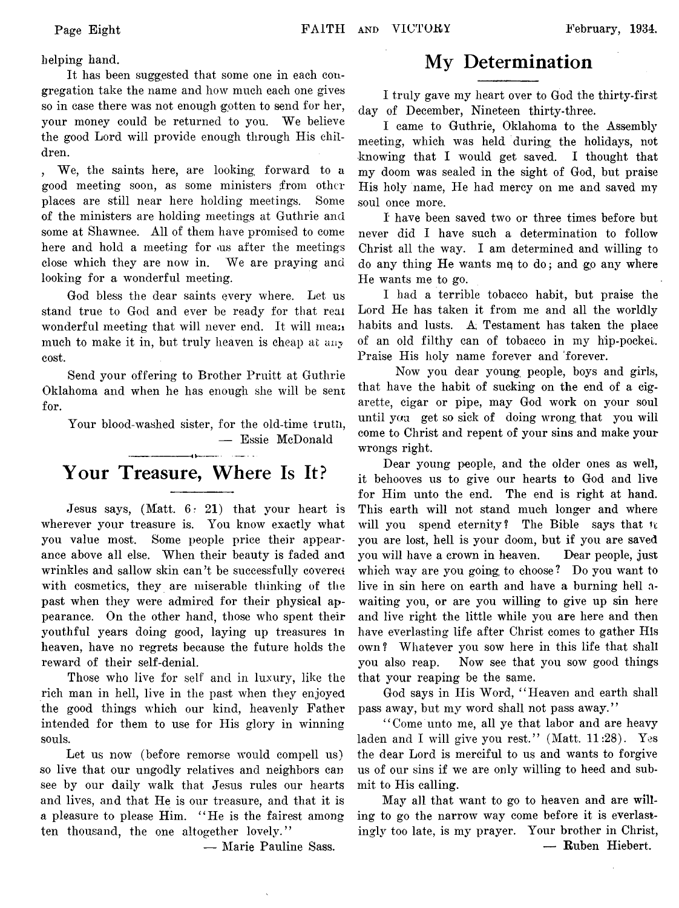helping hand.

It has been suggested that some one in each congregation take the name and how much each one gives so in case there was not enough gotten to send for her, your money could be returned to you. We believe the good Lord will provide enough through His children.

We, the saints here, are looking forward to a good meeting soon, as some ministers from other places are still near here holding meetings. Some of the ministers are holding meetings at Guthrie and some at Shawnee. All of them have promised to come here and hold a meeting for us after the meetings close which they are now in. We are praying and looking for a wonderful meeting.

God bless the dear saints every where. Let us stand true to God and ever be ready for that real wonderful meeting that will never end. It will mean much to make it in, but truly heaven is cheap at any cost.

Send your offering to Brother Pruitt at Guthrie Oklahoma and when he has enough she will be sent for.

Your blood-washed sister, for the old-time truth,
— Essie McDonald

# Your Treasure, Where Is It?

Jesus says, (Matt. 6: 21) that your heart is wherever your treasure is. You know exactly what you value most. Some people price their appearance above all else. When their beauty is faded and wrinkles and sallow skin can't be successfully covered with cosmetics, they are miserable thinking of the past when they were admired for their physical appearance. On the other hand, those who spent their youthful years doing good, laying up treasures in heaven, have no regrets because the future holds the reward of their self-denial.

Those who live for self and in luxury, like the rich man in hell, live in the past when they enjoyed the good things which our kind, heavenly Father intended for them to use for His glory in winning souls.

Let us now (before remorse would compell us) so live that our ungodly relatives and neighbors can see by our daily walk that Jesus rules our hearts and lives, and that He is our treasure, and that it is a pleasure to please Him. "He is the fairest among ten thousand, the one altogether lovely."

— Marie Pauline Sass.

# My Determination

I truly gave my heart over to God the thirty-first day of December, Nineteen thirty-three.

I came to Guthrie, Oklahoma to the Assembly meeting, which was held during the holidays, not knowing that I would get saved. I thought that my doom was sealed in the sight of God, but praise His holy name, He had mercy on me and saved my soul once more.

I have been saved two or three times before but never did I have such a determination to follow Christ all the way. I am determined and willing to do any thing He wants me to do; and go any where He wants me to go.

I had a terrible tobacco habit, but praise the Lord He has taken it from me and all the worldly habits and lusts. A Testament has taken the place of an old filthy can of tobacco in my hip-pocket. Praise His holy name forever and forever.

Now you dear young people, boys and girls, that have the habit of sucking on the end of a cigarette, cigar or pipe, may God work on your soul until you get so sick of doing wrong that you will come to Christ and repent of your sins and make your wrongs right.

Dear young people, and the older ones as well, it behooves us to give our hearts to God and live for Him unto the end. The end is right at hand. This earth will not stand much longer and where will you spend eternity? The Bible says that if you are lost, hell is your doom, but if you are saved you will have a crown in heaven. Dear people, just which way are you going to choose? Do you want to live in sin here on earth and have a burning hell awaiting you, or are you willing to give up sin here and live right the little while you are here and then have everlasting life after Christ comes to gather His own? Whatever you sow here in this life that shall you also reap. Now see that you sow good things that your reaping be the same.

God says in His Word, "Heaven and earth shall pass away, but my word shall not pass away."

"Come unto me, all ye that labor and are heavy laden and I will give you rest." (Matt. 11:28). Yes the dear Lord is merciful to us and wants to forgive us of our sins if we are only willing to heed and submit to His calling.

May all that want to go to heaven and are willing to go the narrow way come before it is everlastingly too late, is my prayer. Your brother in Christ,

— Ruben Hiebert.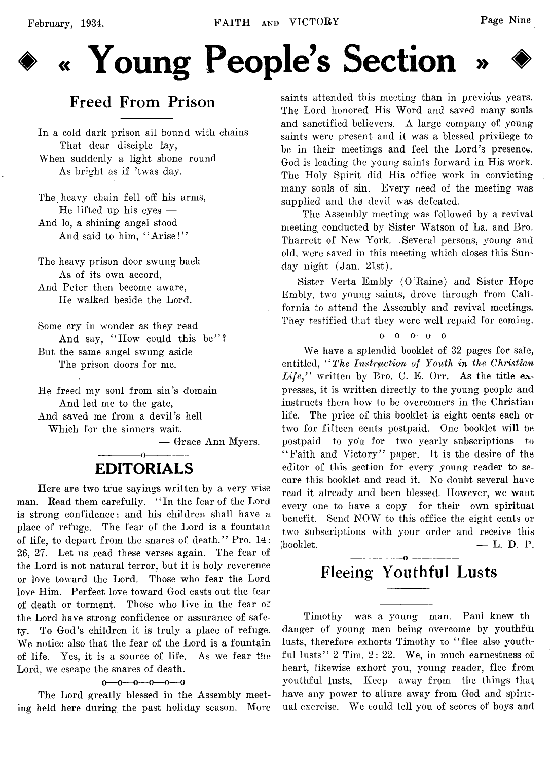# « Young People's Section »

## Freed From Prison

In a cold dark prison all bound with chains
That dear disciple lay,
When suddenly a light shone round
As bright as if 'twas day.

The heavy chain fell off his arms,
He lifted up his eyes —
And lo, a shining angel stood
And said to him, "Arise!"

The heavy prison door swung back
As of its own accord,
And Peter then become aware,
He walked beside the Lord.

Some cry in wonder as they read
And say, "How could this be"?
But the same angel swung aside
The prison doors for me.

He freed my soul from sin's domain
And led me to the gate,
And saved me from a devil's hell
Which for the sinners wait.

— Grace Ann Myers.

## EDITORIALS

Here are two true sayings written by a very wise man. Read them carefully. "In the fear of the Lord is strong confidence: and his children shall have a place of refuge. The fear of the Lord is a fountain of life, to depart from the snares of death." Pro. 14: 26, 27. Let us read these verses again. The fear of the Lord is not natural terror, but it is holy reverence or love toward the Lord. Those who fear the Lord love Him. Perfect love toward God casts out the fear of death or torment. Those who live in the fear of the Lord have strong confidence or assurance of safety. To God's children it is truly a place of refuge. We notice also that the fear of the Lord is a fountain of life. Yes, it is a source of life. As we fear the Lord, we escape the snares of death.

o—o—o—o—o—o

The Lord greatly blessed in the Assembly meeting held here during the past holiday season. More saints attended this meeting than in previous years. The Lord honored His Word and saved many souls and sanctified believers. A large company of young saints were present and it was a blessed privilege to be in their meetings and feel the Lord's presence. God is leading the young saints forward in His work. The Holy Spirit did His office work in convicting many souls of sin. Every need of the meeting was supplied and the devil was defeated.

The Assembly meeting was followed by a revival meeting conducted by Sister Watson of La. and Bro. Tharrett of New York. Several persons, young and old, were saved in this meeting which closes this Sunday night (Jan. 21st).

Sister Verta Embly (O'Raine) and Sister Hope Embly, two young saints, drove through from California to attend the Assembly and revival meetings. They testified that they were well repaid for coming.

o—o—o—o—o

We have a splendid booklet of 32 pages for sale, entitled, "*The Instruction of Youth in the Christian Life,*" written by Bro. C. E. Orr. As the title expresses, it is written directly to the young people and instructs them how to be overcomers in the Christian life. The price of this booklet is eight cents each or two for fifteen cents postpaid. One booklet will be postpaid to you for two yearly subscriptions to "Faith and Victory" paper. It is the desire of the editor of this section for every young reader to secure this booklet and read it. No doubt several have read it already and been blessed. However, we want every one to have a copy for their own spiritual benefit. Send NOW to this office the eight cents or two subscriptions with your order and receive this booklet.

— L. D. P.

## Fleeing Youthful Lusts

Timothy was a young man. Paul knew th danger of young men being overcome by youthful lusts, therefore exhorts Timothy to "flee also youthful lusts" 2 Tim. 2: 22. We, in much earnestness of heart, likewise exhort you, young reader, flee from youthful lusts. Keep away from the things that have any power to allure away from God and spiritual exercise. We could tell you of scores of boys and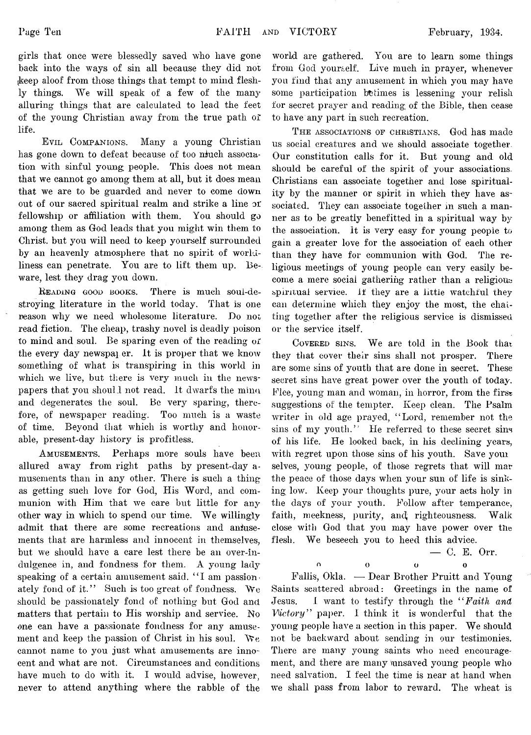girls that once were blessedly saved who have gone back into the ways of sin all because they did not keep aloof from those things that tempt to mind fleshly things. We will speak of a few of the many alluring things that are calculated to lead the feet of the young Christian away from the true path of life.

EVIL COMPANIONS. Many a young Christian has gone down to defeat because of too much association with sinful young people. This does not mean that we cannot go among them at all, but it does mean that we are to be guarded and never to come down out of our sacred spiritual realm and strike a line or fellowship or affiliation with them. You should go among them as God leads that you might win them to Christ. but you will need to keep yourself surrounded by an heavenly atmosphere that no spirit of worldliness can penetrate. You are to lift them up. Beware, lest they drag you down.

READING GOOD BOOKS. There is much soul-destroying literature in the world today. That is one reason why we need wholesome literature. Do not read fiction. The cheap, trashy novel is deadly poison to mind and soul. Be sparing even of the reading of the every day newspaper. It is proper that we know something of what is transpiring in this world in which we live, but there is very much in the newspapers that you should not read. It dwarfs the mind and degenerates the soul. Be very sparing, therefore, of newspaper reading. Too much is a waste of time. Beyond that which is worthy and honorable, present-day history is profitless.

AMUSEMENTS. Perhaps more souls have been allured away from right paths by present-day amusements than in any other. There is such a thing as getting such love for God, His Word, and communion with Him that we care but little for any other way in which to spend our time. We willingly admit that there are some recreations and amusements that are harmless and innocent in themselves, but we should have a care lest there be an over-indulgence in, and fondness for them. A young lady speaking of a certain amusement said. "I am passionately fond of it." Such is too great of fondness. We should be passionately fond of nothing but God and matters that pertain to His worship and service. No one can have a passionate fondness for any amusement and keep the passion of Christ in his soul. We cannot name to you just what amusements are innocent and what are not. Circumstances and conditions have much to do with it. I would advise, however, never to attend anything where the rabble of the world are gathered. You are to learn some things from God yourself. Live much in prayer, whenever you find that any amusement in which you may have some participation betimes is lessening your relish for secret prayer and reading of the Bible, then cease to have any part in such recreation.

THE ASSOCIATIONS OF CHRISTIANS. God has made us social creatures and we should associate together. Our constitution calls for it. But young and old should be careful of the spirit of your associations. Christians can associate together and lose spirituality by the manner or spirit in which they have associated. They can associate together in such a manner as to be greatly benefitted in a spiritual way by the association. It is very easy for young people to gain a greater love for the association of each other than they have for communion with God. The religious meetings of young people can very easily become a mere social gathering rather than a religious spiritual service. If they are a little watchful they can determine which they enjoy the most, the chatting together after the religious service is dismissed or the service itself.

COVERED SINS. We are told in the Book that they that cover their sins shall not prosper. There are some sins of youth that are done in secret. These secret sins have great power over the youth of today. Flee, young man and woman, in horror, from the first suggestions of the tempter. Keep clean. The Psalm writer in old age prayed, "Lord, remember not the sins of my youth." He referred to these secret sins of his life. He looked back, in his declining years, with regret upon those sins of his youth. Save yourselves, young people, of those regrets that will mar the peace of those days when your sun of life is sinking low. Keep your thoughts pure, your acts holy in the days of your youth. Follow after temperance, faith, meekness, purity, and righteousness. Walk close with God that you may have power over the flesh. We beseech you to heed this advice.

— C. E. Orr.

o o o o

Fallis, Okla. — Dear Brother Pruitt and Young Saints scattered abroad: Greetings in the name of Jesus. I want to testify through the "*Faith and Victory*" paper. I think it is wonderful that the young people have a section in this paper. We should not be backward about sending in our testimonies. There are many young saints who need encouragement, and there are many unsaved young people who need salvation. I feel the time is near at hand when we shall pass from labor to reward. The wheat is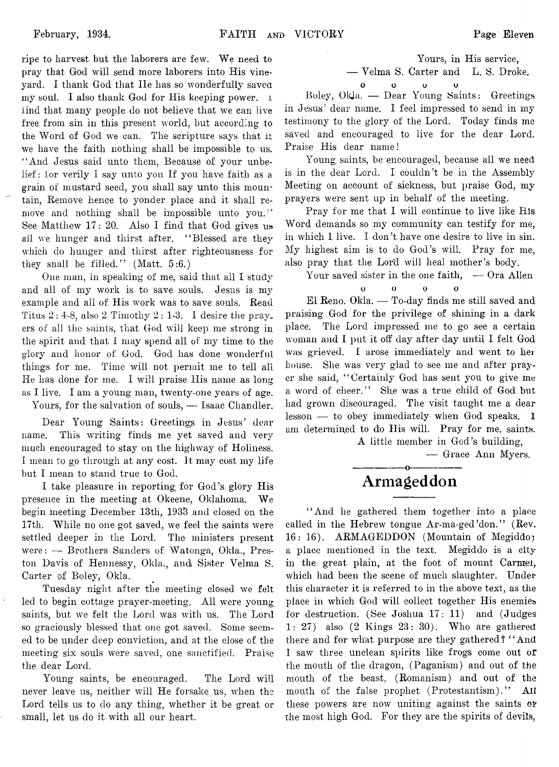ripe to harvest but the laborers are few. We need to pray that God will send more laborers into His vineyard. I thank God that He has so wonderfully saved my soul. I also thank God for His keeping power. I find that many people do not believe that we can live free from sin in this present world, but according to the Word of God we can. The scripture says that if we have the faith nothing shall be impossible to us. "And Jesus said unto them, Because of your unbelief: for verily I say unto you If you have faith as a grain of mustard seed, you shall say unto this mountain, Remove hence to yonder place and it shall remove and nothing shall be impossible unto you." See Matthew 17: 20. Also I find that God gives us all we hunger and thirst after. "Blessed are they which do hunger and thirst after righteousness for they shall be filled." (Matt. 5:6.)

One man, in speaking of me, said that all I study and all of my work is to save souls. Jesus is my example and all of His work was to save souls. Read Titus 2: 4-8, also 2 Timothy 2: 1-3. I desire the prayers of all the saints, that God will keep me strong in the spirit and that I may spend all of my time to the glory and honor of God. God has done wonderful things for me. Time will not permit me to tell all He has done for me. I will praise His name as long as I live. I am a young man, twenty-one years of age.

Yours, for the salvation of souls, — Isaac Chandler.

Dear Young Saints: Greetings in Jesus' dear name. This writing finds me yet saved and very much encouraged to stay on the highway of Holiness. I mean to go through at any cost. It may cost my life but I mean to stand true to God.

I take pleasure in reporting for God's glory His presence in the meeting at Okeene, Oklahoma. We begin meeting December 13th, 1933 and closed on the 17th. While no one got saved, we feel the saints were settled deeper in the Lord. The ministers present were: — Brothers Sanders of Watonga, Okla., Preston Davis of Hennessy, Okla., and Sister Velma S. Carter of Boley, Okla.

Tuesday night after the meeting closed we felt led to begin cottage prayer-meeting. All were young saints, but we felt the Lord was with us. The Lord so graciously blessed that one got saved. Some seemed to be under deep conviction, and at the close of the meeting six souls were saved, one sanctified. Praise the dear Lord.

Young saints, be encouraged. The Lord will never leave us, neither will He forsake us, when the Lord tells us to do any thing, whether it be great or small, let us do it with all our heart.

Yours, in His service,
— Velma S. Carter and L. S. Droke.

o o o o

Boley, Okla. — Dear Young Saints: Greetings in Jesus' dear name. I feel impressed to send in my testimony to the glory of the Lord. Today finds me saved and encouraged to live for the dear Lord. Praise His dear name!

Young saints, be encouraged, because all we need is in the dear Lord. I couldn't be in the Assembly Meeting on account of sickness, but praise God, my prayers were sent up in behalf of the meeting.

Pray for me that I will continue to live like His Word demands so my community can testify for me, in which I live. I don't have one desire to live in sin. My highest aim is to do God's will. Pray for me, also pray that the Lord will heal mother's body.

Your saved sister in the one faith, — Ora Allen

o o o o

El Reno. Okla. — To-day finds me still saved and praising God for the privilege of shining in a dark place. The Lord impressed me to go see a certain woman and I put it off day after day until I felt God was grieved. I arose immediately and went to her house. She was very glad to see me and after prayer she said, "Certainly God has sent you to give me a word of cheer." She was a true child of God but had grown discouraged. The visit taught me a dear lesson — to obey immediately when God speaks. I am determined to do His will. Pray for me, saints.

A little member in God's building,
— Grace Ann Myers.

## Armageddon

"And he gathered them together into a place called in the Hebrew tongue Ar-ma-ged'don." (Rev. 16: 16). ARMAGEDDON (Mountain of Megiddo) a place mentioned in the text. Megiddo is a city in the great plain, at the foot of mount Carmel, which had been the scene of much slaughter. Under this character it is referred to in the above text, as the place in which God will collect together His enemies for destruction. (See Joshua 17: 11) and (Judges 1: 27) also (2 Kings 23: 30). Who are gathered there and for what purpose are they gathered? "And I saw three unclean spirits like frogs come out of the mouth of the dragon, (Paganism) and out of the mouth of the beast, (Romanism) and out of the mouth of the false prophet (Protestantism)." All these powers are now uniting against the saints of the most high God. For they are the spirits of devils,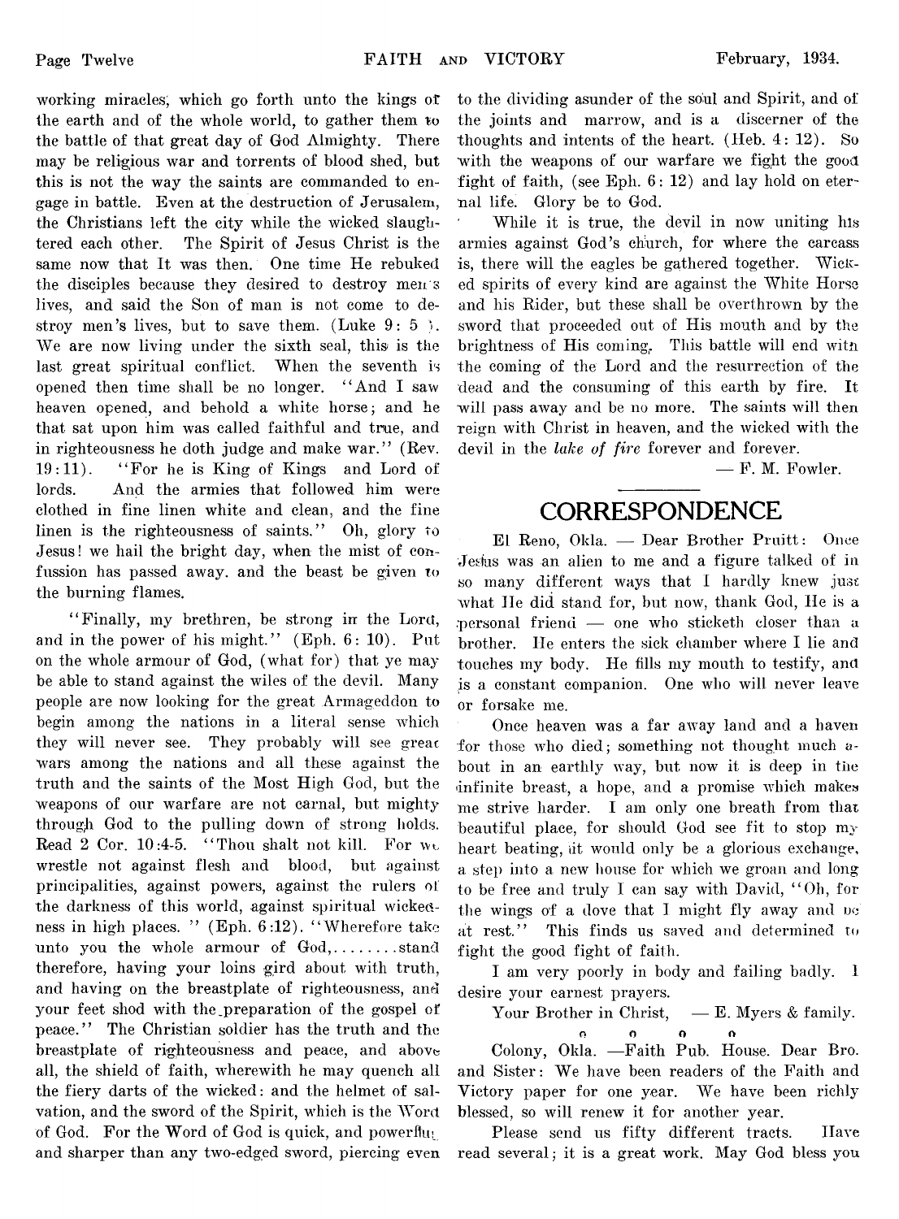working miracles, which go forth unto the kings of the earth and of the whole world, to gather them to the battle of that great day of God Almighty. There may be religious war and torrents of blood shed, but this is not the way the saints are commanded to engage in battle. Even at the destruction of Jerusalem, the Christians left the city while the wicked slaughtered each other. The Spirit of Jesus Christ is the same now that It was then. One time He rebuked the disciples because they desired to destroy men's lives, and said the Son of man is not come to destroy men's lives, but to save them. (Luke 9: 5 ). We are now living under the sixth seal, this is the last great spiritual conflict. When the seventh is opened then time shall be no longer. "And I saw heaven opened, and behold a white horse; and he that sat upon him was called faithful and true, and in righteousness he doth judge and make war." (Rev. 19:11). "For he is King of Kings and Lord of lords. And the armies that followed him were clothed in fine linen white and clean, and the fine linen is the righteousness of saints." Oh, glory to Jesus! we hail the bright day, when the mist of confussion has passed away. and the beast be given to the burning flames.

"Finally, my brethren, be strong in the Lord, and in the power of his might." (Eph. 6: 10). Put on the whole armour of God, (what for) that ye may be able to stand against the wiles of the devil. Many people are now looking for the great Armageddon to begin among the nations in a literal sense which they will never see. They probably will see great wars among the nations and all these against the truth and the saints of the Most High God, but the weapons of our warfare are not carnal, but mighty through God to the pulling down of strong holds. Read 2 Cor. 10:4-5. "Thou shalt not kill. For we wrestle not against flesh and blood, but against principalities, against powers, against the rulers of the darkness of this world, against spiritual wickedness in high places. " (Eph. 6:12). "Wherefore take unto you the whole armour of God,........stand therefore, having your loins gird about with truth, and having on the breastplate of righteousness, and your feet shod with the preparation of the gospel of peace." The Christian soldier has the truth and the breastplate of righteousness and peace, and above all, the shield of faith, wherewith he may quench all the fiery darts of the wicked: and the helmet of salvation, and the sword of the Spirit, which is the Word of God. For the Word of God is quick, and powerful, and sharper than any two-edged sword, piercing even to the dividing asunder of the soul and Spirit, and of the joints and marrow, and is a discerner of the thoughts and intents of the heart. (Heb. 4: 12). So with the weapons of our warfare we fight the good fight of faith, (see Eph. 6: 12) and lay hold on eternal life. Glory be to God.

While it is true, the devil in now uniting his armies against God's church, for where the carcass is, there will the eagles be gathered together. Wicked spirits of every kind are against the White Horse and his Rider, but these shall be overthrown by the sword that proceeded out of His mouth and by the brightness of His coming. This battle will end with the coming of the Lord and the resurrection of the dead and the consuming of this earth by fire. It will pass away and be no more. The saints will then reign with Christ in heaven, and the wicked with the devil in the *lake of fire* forever and forever.

— F. M. Fowler.

## CORRESPONDENCE

El Reno, Okla. — Dear Brother Pruitt: Once Jesus was an alien to me and a figure talked of in so many different ways that I hardly knew just what He did stand for, but now, thank God, He is a personal friend — one who sticketh closer than a brother. He enters the sick chamber where I lie and touches my body. He fills my mouth to testify, and is a constant companion. One who will never leave or forsake me.

Once heaven was a far away land and a haven for those who died; something not thought much about in an earthly way, but now it is deep in the infinite breast, a hope, and a promise which makes me strive harder. I am only one breath from that beautiful place, for should God see fit to stop my heart beating, it would only be a glorious exchange, a step into a new house for which we groan and long to be free and truly I can say with David, "Oh, for the wings of a dove that I might fly away and be at rest." This finds us saved and determined to fight the good fight of faith.

I am very poorly in body and failing badly. I desire your earnest prayers.

Your Brother in Christ, — E. Myers & family.

o o o o

Colony, Okla. —Faith Pub. House. Dear Bro. and Sister: We have been readers of the Faith and Victory paper for one year. We have been richly blessed, so will renew it for another year.

Please send us fifty different tracts. Have read several; it is a great work. May God bless you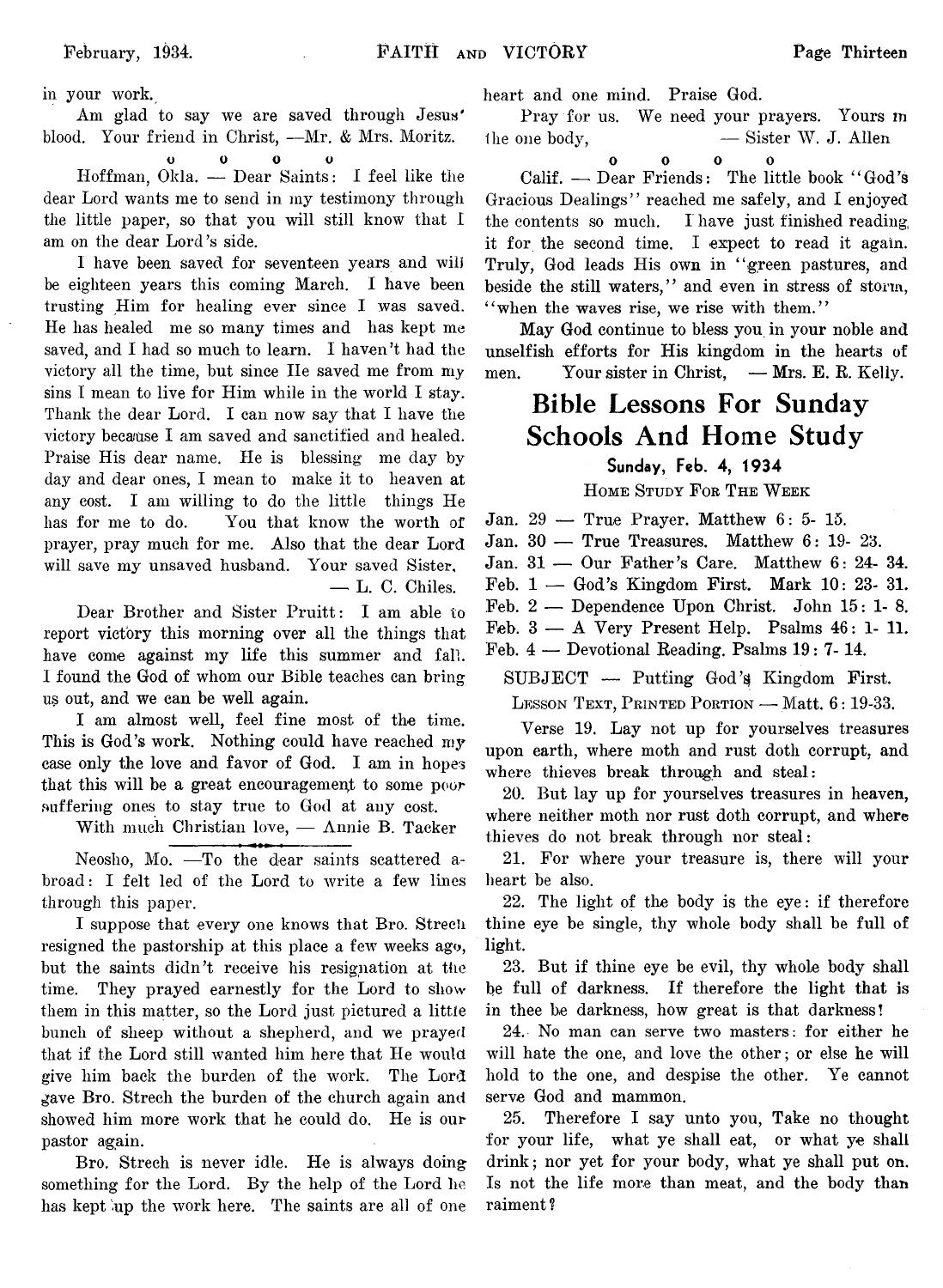in your work.

Am glad to say we are saved through Jesus' blood. Your friend in Christ, —Mr. & Mrs. Moritz.

o o o o

Hoffman, Okla. — Dear Saints: I feel like the dear Lord wants me to send in my testimony through the little paper, so that you will still know that I am on the dear Lord's side.

I have been saved for seventeen years and will be eighteen years this coming March. I have been trusting Him for healing ever since I was saved. He has healed me so many times and has kept me saved, and I had so much to learn. I haven't had the victory all the time, but since He saved me from my sins I mean to live for Him while in the world I stay. Thank the dear Lord. I can now say that I have the victory because I am saved and sanctified and healed. Praise His dear name. He is blessing me day by day and dear ones, I mean to make it to heaven at any cost. I am willing to do the little things He has for me to do. You that know the worth of prayer, pray much for me. Also that the dear Lord will save my unsaved husband. Your saved Sister,

— L. C. Chiles.

Dear Brother and Sister Pruitt: I am able to report victory this morning over all the things that have come against my life this summer and fall. I found the God of whom our Bible teaches can bring us out, and we can be well again.

I am almost well, feel fine most of the time. This is God's work. Nothing could have reached my case only the love and favor of God. I am in hopes that this will be a great encouragement to some poor suffering ones to stay true to God at any cost.

With much Christian love, — Annie B. Tacker

---

Neosho, Mo. —To the dear saints scattered abroad: I felt led of the Lord to write a few lines through this paper.

I suppose that every one knows that Bro. Strech resigned the pastorship at this place a few weeks ago, but the saints didn't receive his resignation at the time. They prayed earnestly for the Lord to show them in this matter, so the Lord just pictured a little bunch of sheep without a shepherd, and we prayed that if the Lord still wanted him here that He would give him back the burden of the work. The Lord gave Bro. Strech the burden of the church again and showed him more work that he could do. He is our pastor again.

Bro. Strech is never idle. He is always doing something for the Lord. By the help of the Lord he has kept up the work here. The saints are all of one heart and one mind. Praise God.

Pray for us. We need your prayers. Yours in the one body, — Sister W. J. Allen

o o o o

Calif. — Dear Friends: The little book "God's Gracious Dealings" reached me safely, and I enjoyed the contents so much. I have just finished reading it for the second time. I expect to read it again. Truly, God leads His own in "green pastures, and beside the still waters," and even in stress of storm, "when the waves rise, we rise with them."

May God continue to bless you in your noble and unselfish efforts for His kingdom in the hearts of men. Your sister in Christ, — Mrs. E. R. Kelly.

# Bible Lessons For Sunday Schools And Home Study

**Sunday, Feb. 4, 1934**

HOME STUDY FOR THE WEEK

Jan. 29 — True Prayer. Matthew 6: 5- 15.
Jan. 30 — True Treasures. Matthew 6: 19- 23.
Jan. 31 — Our Father's Care. Matthew 6: 24- 34.
Feb. 1 — God's Kingdom First. Mark 10: 23- 31.
Feb. 2 — Dependence Upon Christ. John 15: 1- 8.
Feb. 3 — A Very Present Help. Psalms 46: 1- 11.
Feb. 4 — Devotional Reading. Psalms 19: 7- 14.

SUBJECT — Putting God's Kingdom First.

LESSON TEXT, PRINTED PORTION — Matt. 6:19-33.

Verse 19. Lay not up for yourselves treasures upon earth, where moth and rust doth corrupt, and where thieves break through and steal:

20. But lay up for yourselves treasures in heaven, where neither moth nor rust doth corrupt, and where thieves do not break through nor steal:

21. For where your treasure is, there will your heart be also.

22. The light of the body is the eye: if therefore thine eye be single, thy whole body shall be full of light.

23. But if thine eye be evil, thy whole body shall be full of darkness. If therefore the light that is in thee be darkness, how great is that darkness!

24. No man can serve two masters: for either he will hate the one, and love the other; or else he will hold to the one, and despise the other. Ye cannot serve God and mammon.

25. Therefore I say unto you, Take no thought for your life, what ye shall eat, or what ye shall drink; nor yet for your body, what ye shall put on. Is not the life more than meat, and the body than raiment?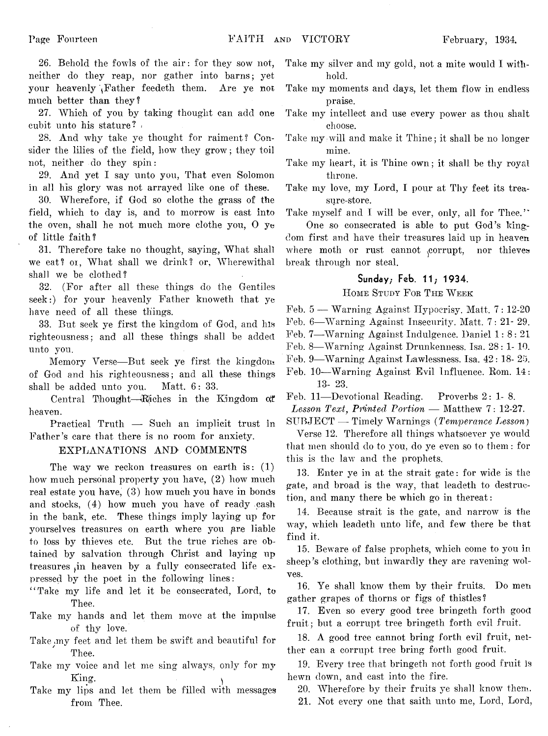26. Behold the fowls of the air: for they sow not, neither do they reap, nor gather into barns; yet your heavenly Father feedeth them. Are ye not much better than they?

27. Which of you by taking thought can add one cubit unto his stature?

28. And why take ye thought for raiment? Consider the lilies of the field, how they grow; they toil not, neither do they spin:

29. And yet I say unto you, That even Solomon in all his glory was not arrayed like one of these.

30. Wherefore, if God so clothe the grass of the field, which to day is, and to morrow is cast into the oven, shall he not much more clothe you, O ye of little faith?

31. Therefore take no thought, saying, What shall we eat? or, What shall we drink? or, Wherewithal shall we be clothed?

32. (For after all these things do the Gentiles seek:) for your heavenly Father knoweth that ye have need of all these things.

33. But seek ye first the kingdom of God, and his righteousness; and all these things shall be added unto you.

Memory Verse—But seek ye first the kingdom of God and his righteousness; and all these things shall be added unto you. Matt. 6: 33.

Central Thought—Riches in the Kingdom of heaven.

Practical Truth — Such an implicit trust in Father's care that there is no room for anxiety.

## EXPLANATIONS AND COMMENTS

The way we reckon treasures on earth is: (1) how much personal property you have, (2) how much real estate you have, (3) how much you have in bonds and stocks, (4) how much you have of ready cash in the bank, etc. These things imply laying up for yourselves treasures on earth where you are liable to loss by thieves etc. But the true riches are obtained by salvation through Christ and laying up treasures in heaven by a fully consecrated life expressed by the poet in the following lines:

"Take my life and let it be consecrated, Lord, to Thee.
Take my hands and let them move at the impulse of thy love.
Take my feet and let them be swift and beautiful for Thee.
Take my voice and let me sing always, only for my King.
Take my lips and let them be filled with messages from Thee.
Take my silver and my gold, not a mite would I withhold.
Take my moments and days, let them flow in endless praise.
Take my intellect and use every power as thou shalt choose.
Take my will and make it Thine; it shall be no longer mine.
Take my heart, it is Thine own; it shall be thy royal throne.
Take my love, my Lord, I pour at Thy feet its treasure-store.
Take myself and I will be ever, only, all for Thee."

One so consecrated is able to put God's kingdom first and have their treasures laid up in heaven where moth or rust cannot corrupt, nor thieves break through nor steal.

### Sunday, Feb. 11, 1934.

HOME STUDY FOR THE WEEK

Feb. 5 — Warning Against Hypocrisy. Matt. 7: 12-20
Feb. 6—Warning Against Insecurity. Matt. 7: 21- 29.
Feb. 7—Warning Against Indulgence. Daniel 1: 8: 21
Feb. 8—Warning Against Drunkenness. Isa. 28: 1- 10.
Feb. 9—Warning Against Lawlessness. Isa. 42: 18- 25.
Feb. 10—Warning Against Evil Influence. Rom. 14: 13- 23.
Feb. 11—Devotional Reading. Proverbs 2: 1- 8.

*Lesson Text, Printed Portion* — Matthew 7: 12-27.

SUBJECT — Timely Warnings (*Temperance Lesson*)

Verse 12. Therefore all things whatsoever ye would that men should do to you, do ye even so to them: for this is the law and the prophets.

13. Enter ye in at the strait gate: for wide is the gate, and broad is the way, that leadeth to destruction, and many there be which go in thereat:

14. Because strait is the gate, and narrow is the way, which leadeth unto life, and few there be that find it.

15. Beware of false prophets, which come to you in sheep's clothing, but inwardly they are ravening wolves.

16. Ye shall know them by their fruits. Do men gather grapes of thorns or figs of thistles?

17. Even so every good tree bringeth forth good fruit; but a corrupt tree bringeth forth evil fruit.

18. A good tree cannot bring forth evil fruit, neither can a corrupt tree bring forth good fruit.

19. Every tree that bringeth not forth good fruit is hewn down, and cast into the fire.

20. Wherefore by their fruits ye shall know them.

21. Not every one that saith unto me, Lord, Lord,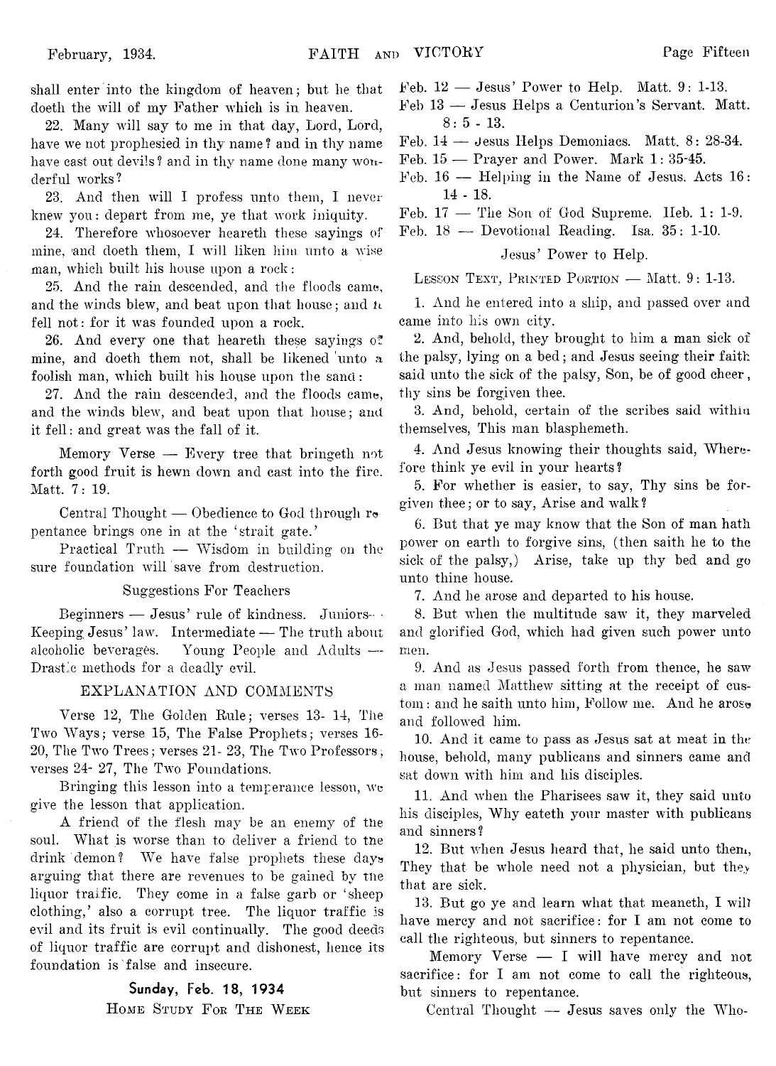shall enter into the kingdom of heaven; but he that doeth the will of my Father which is in heaven.

22. Many will say to me in that day, Lord, Lord, have we not prophesied in thy name? and in thy name have cast out devils? and in thy name done many wonderful works?

23. And then will I profess unto them, I never knew you: depart from me, ye that work iniquity.

24. Therefore whosoever heareth these sayings of mine, and doeth them, I will liken him unto a wise man, which built his house upon a rock:

25. And the rain descended, and the floods came, and the winds blew, and beat upon that house; and it fell not: for it was founded upon a rock.

26. And every one that heareth these sayings of mine, and doeth them not, shall be likened unto a foolish man, which built his house upon the sand:

27. And the rain descended, and the floods came, and the winds blew, and beat upon that house; and it fell: and great was the fall of it.

Memory Verse — Every tree that bringeth not forth good fruit is hewn down and cast into the fire. Matt. 7: 19.

Central Thought — Obedience to God through repentance brings one in at the 'strait gate.'

Practical Truth — Wisdom in building on the sure foundation will save from destruction.

### Suggestions For Teachers

Beginners — Jesus' rule of kindness. Juniors — Keeping Jesus' law. Intermediate — The truth about alcoholic beverages. Young People and Adults — Drastic methods for a deadly evil.

### EXPLANATION AND COMMENTS

Verse 12, The Golden Rule; verses 13- 14, The Two Ways; verse 15, The False Prophets; verses 16-20, The Two Trees; verses 21- 23, The Two Professors; verses 24- 27, The Two Foundations.

Bringing this lesson into a temperance lesson, we give the lesson that application.

A friend of the flesh may be an enemy of the soul. What is worse than to deliver a friend to the drink demon? We have false prophets these days arguing that there are revenues to be gained by the liquor traffic. They come in a false garb or 'sheep clothing,' also a corrupt tree. The liquor traffic is evil and its fruit is evil continually. The good deeds of liquor traffic are corrupt and dishonest, hence its foundation is false and insecure.

## Sunday, Feb. 18, 1934

### Home Study For The Week

Feb. 12 — Jesus' Power to Help. Matt. 9: 1-13.

Feb 13 — Jesus Helps a Centurion's Servant. Matt. 8: 5 - 13.

Feb. 14 — Jesus Helps Demoniacs. Matt. 8: 28-34.

Feb. 15 — Prayer and Power. Mark 1: 35-45.

Feb. 16 — Helping in the Name of Jesus. Acts 16: 14 - 18.

Feb. 17 — The Son of God Supreme. Heb. 1: 1-9.

Feb. 18 — Devotional Reading. Isa. 35: 1-10.

### Jesus' Power to Help.

Lesson Text, Printed Portion — Matt. 9: 1-13.

1. And he entered into a ship, and passed over and came into his own city.

2. And, behold, they brought to him a man sick of the palsy, lying on a bed; and Jesus seeing their faith said unto the sick of the palsy, Son, be of good cheer, thy sins be forgiven thee.

3. And, behold, certain of the scribes said within themselves, This man blasphemeth.

4. And Jesus knowing their thoughts said, Wherefore think ye evil in your hearts?

5. For whether is easier, to say, Thy sins be forgiven thee; or to say, Arise and walk?

6. But that ye may know that the Son of man hath power on earth to forgive sins, (then saith he to the sick of the palsy,) Arise, take up thy bed and go unto thine house.

7. And he arose and departed to his house.

8. But when the multitude saw it, they marveled and glorified God, which had given such power unto men.

9. And as Jesus passed forth from thence, he saw a man named Matthew sitting at the receipt of custom: and he saith unto him, Follow me. And he arose and followed him.

10. And it came to pass as Jesus sat at meat in the house, behold, many publicans and sinners came and sat down with him and his disciples.

11. And when the Pharisees saw it, they said unto his disciples, Why eateth your master with publicans and sinners?

12. But when Jesus heard that, he said unto them, They that be whole need not a physician, but they that are sick.

13. But go ye and learn what that meaneth, I will have mercy and not sacrifice: for I am not come to call the righteous, but sinners to repentance.

Memory Verse — I will have mercy and not sacrifice: for I am not come to call the righteous, but sinners to repentance.

Central Thought — Jesus saves only the Who-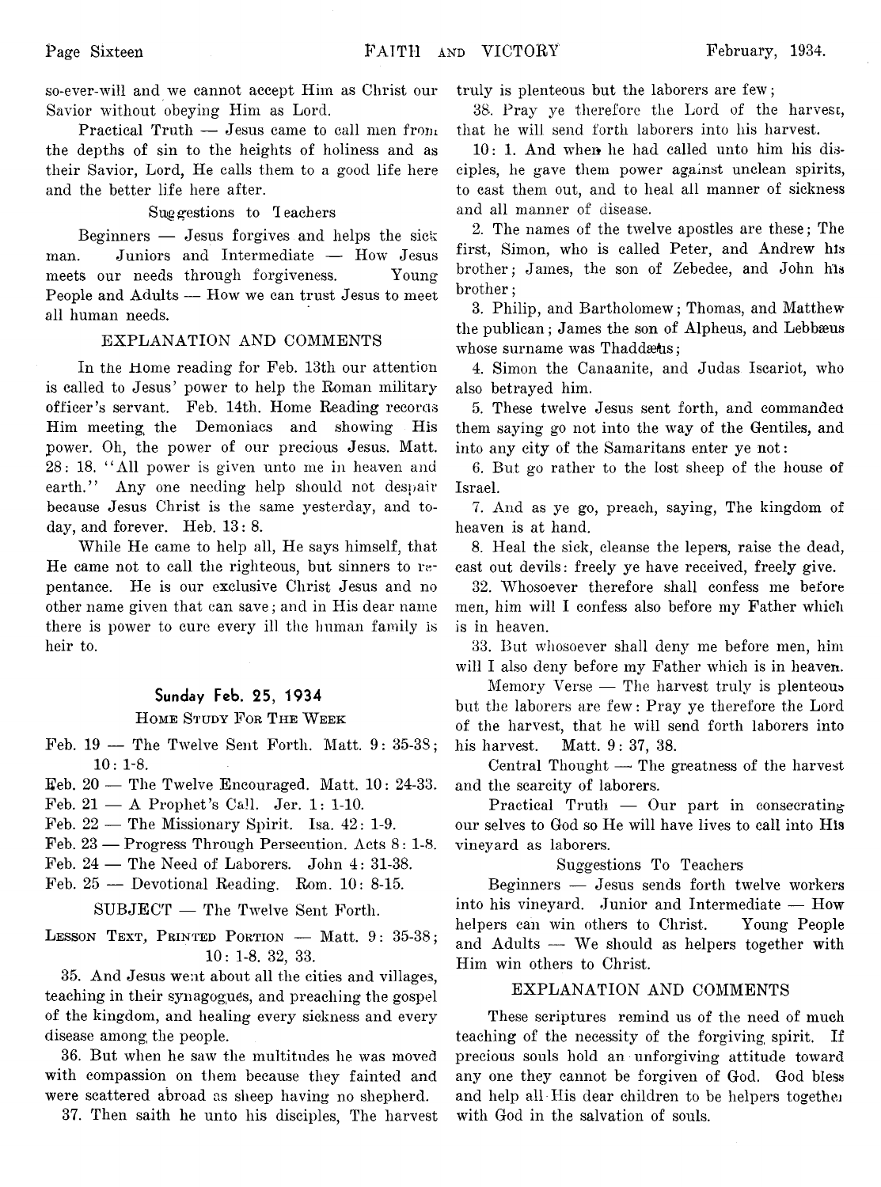so-ever-will and we cannot accept Him as Christ our Savior without obeying Him as Lord.

Practical Truth — Jesus came to call men from the depths of sin to the heights of holiness and as their Savior, Lord, He calls them to a good life here and the better life here after.

Suggestions to Teachers

Beginners — Jesus forgives and helps the sick man. Juniors and Intermediate — How Jesus meets our needs through forgiveness. Young People and Adults — How we can trust Jesus to meet all human needs.

EXPLANATION AND COMMENTS

In the Home reading for Feb. 13th our attention is called to Jesus' power to help the Roman military officer's servant. Feb. 14th. Home Reading records Him meeting the Demoniacs and showing His power. Oh, the power of our precious Jesus. Matt. 28: 18. "All power is given unto me in heaven and earth." Any one needing help should not despair because Jesus Christ is the same yesterday, and today, and forever. Heb. 13: 8.

While He came to help all, He says himself, that He came not to call the righteous, but sinners to repentance. He is our exclusive Christ Jesus and no other name given that can save; and in His dear name there is power to cure every ill the human family is heir to.

## Sunday Feb. 25, 1934

HOME STUDY FOR THE WEEK

- Feb. 19 — The Twelve Sent Forth. Matt. 9: 35-38; 10: 1-8.
- Feb. 20 — The Twelve Encouraged. Matt. 10: 24-33.
- Feb. 21 — A Prophet's Call. Jer. 1: 1-10.
- Feb. 22 — The Missionary Spirit. Isa. 42: 1-9.
- Feb. 23 — Progress Through Persecution. Acts 8: 1-8.
- Feb. 24 — The Need of Laborers. John 4: 31-38.
- Feb. 25 — Devotional Reading. Rom. 10: 8-15.

SUBJECT — The Twelve Sent Forth.

LESSON TEXT, PRINTED PORTION — Matt. 9: 35-38; 10: 1-8. 32, 33.

35. And Jesus went about all the cities and villages, teaching in their synagogues, and preaching the gospel of the kingdom, and healing every sickness and every disease among the people.

36. But when he saw the multitudes he was moved with compassion on them because they fainted and were scattered abroad as sheep having no shepherd.

37. Then saith he unto his disciples, The harvest truly is plenteous but the laborers are few;

38. Pray ye therefore the Lord of the harvest, that he will send forth laborers into his harvest.

10: 1. And when he had called unto him his disciples, he gave them power against unclean spirits, to cast them out, and to heal all manner of sickness and all manner of disease.

2. The names of the twelve apostles are these; The first, Simon, who is called Peter, and Andrew his brother; James, the son of Zebedee, and John his brother;

3. Philip, and Bartholomew; Thomas, and Matthew the publican; James the son of Alpheus, and Lebbæus whose surname was Thaddæus;

4. Simon the Canaanite, and Judas Iscariot, who also betrayed him.

5. These twelve Jesus sent forth, and commanded them saying go not into the way of the Gentiles, and into any city of the Samaritans enter ye not:

6. But go rather to the lost sheep of the house of Israel.

7. And as ye go, preach, saying, The kingdom of heaven is at hand.

8. Heal the sick, cleanse the lepers, raise the dead, cast out devils: freely ye have received, freely give.

32. Whosoever therefore shall confess me before men, him will I confess also before my Father which is in heaven.

33. But whosoever shall deny me before men, him will I also deny before my Father which is in heaven.

Memory Verse — The harvest truly is plenteous but the laborers are few: Pray ye therefore the Lord of the harvest, that he will send forth laborers into his harvest. Matt. 9: 37, 38.

Central Thought — The greatness of the harvest and the scarcity of laborers.

Practical Truth — Our part in consecrating our selves to God so He will have lives to call into His vineyard as laborers.

Suggestions To Teachers

Beginners — Jesus sends forth twelve workers into his vineyard. Junior and Intermediate — How helpers can win others to Christ. Young People and Adults — We should as helpers together with Him win others to Christ.

EXPLANATION AND COMMENTS

These scriptures remind us of the need of much teaching of the necessity of the forgiving spirit. If precious souls hold an unforgiving attitude toward any one they cannot be forgiven of God. God bless and help all His dear children to be helpers together with God in the salvation of souls.